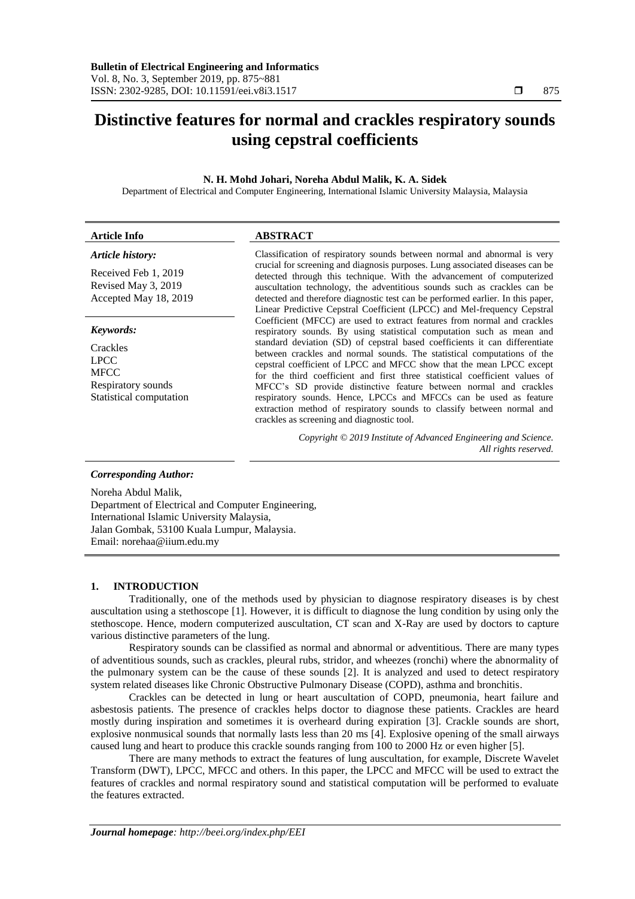# Distinctive features for normal and crackles respiratory sounds using cepstral coefficients

**N. H. Mohd Johari, Noreha Abdul Malik, K. A. Sidek**

Department of Electrical and Computer Engineering, International Islamic University Malaysia, Malaysia

| **Article Info** | **ABSTRACT** |
|---|---|
| ***Article history:*** <br><br> Received Feb 1, 2019 <br> Revised May 3, 2019 <br> Accepted May 18, 2019 <br><br> ***Keywords:*** <br><br> Crackles <br> LPCC <br> MFCC <br> Respiratory sounds <br> Statistical computation | Classification of respiratory sounds between normal and abnormal is very crucial for screening and diagnosis purposes. Lung associated diseases can be detected through this technique. With the advancement of computerized auscultation technology, the adventitious sounds such as crackles can be detected and therefore diagnostic test can be performed earlier. In this paper, Linear Predictive Cepstral Coefficient (LPCC) and Mel-frequency Cepstral Coefficient (MFCC) are used to extract features from normal and crackles respiratory sounds. By using statistical computation such as mean and standard deviation (SD) of cepstral based coefficients it can differentiate between crackles and normal sounds. The statistical computations of the cepstral coefficient of LPCC and MFCC show that the mean LPCC except for the third coefficient and first three statistical coefficient values of MFCC's SD provide distinctive feature between normal and crackles respiratory sounds. Hence, LPCCs and MFCCs can be used as feature extraction method of respiratory sounds to classify between normal and crackles as screening and diagnostic tool. <br><br> *Copyright © 2019 Institute of Advanced Engineering and Science. All rights reserved.* |

***Corresponding Author:***

Noreha Abdul Malik,
Department of Electrical and Computer Engineering,
International Islamic University Malaysia,
Jalan Gombak, 53100 Kuala Lumpur, Malaysia.
Email: norehaa@iium.edu.my

## 1. INTRODUCTION

Traditionally, one of the methods used by physician to diagnose respiratory diseases is by chest auscultation using a stethoscope [1]. However, it is difficult to diagnose the lung condition by using only the stethoscope. Hence, modern computerized auscultation, CT scan and X-Ray are used by doctors to capture various distinctive parameters of the lung.

Respiratory sounds can be classified as normal and abnormal or adventitious. There are many types of adventitious sounds, such as crackles, pleural rubs, stridor, and wheezes (ronchi) where the abnormality of the pulmonary system can be the cause of these sounds [2]. It is analyzed and used to detect respiratory system related diseases like Chronic Obstructive Pulmonary Disease (COPD), asthma and bronchitis.

Crackles can be detected in lung or heart auscultation of COPD, pneumonia, heart failure and asbestosis patients. The presence of crackles helps doctor to diagnose these patients. Crackles are heard mostly during inspiration and sometimes it is overheard during expiration [3]. Crackle sounds are short, explosive nonmusical sounds that normally lasts less than 20 ms [4]. Explosive opening of the small airways caused lung and heart to produce this crackle sounds ranging from 100 to 2000 Hz or even higher [5].

There are many methods to extract the features of lung auscultation, for example, Discrete Wavelet Transform (DWT), LPCC, MFCC and others. In this paper, the LPCC and MFCC will be used to extract the features of crackles and normal respiratory sound and statistical computation will be performed to evaluate the features extracted.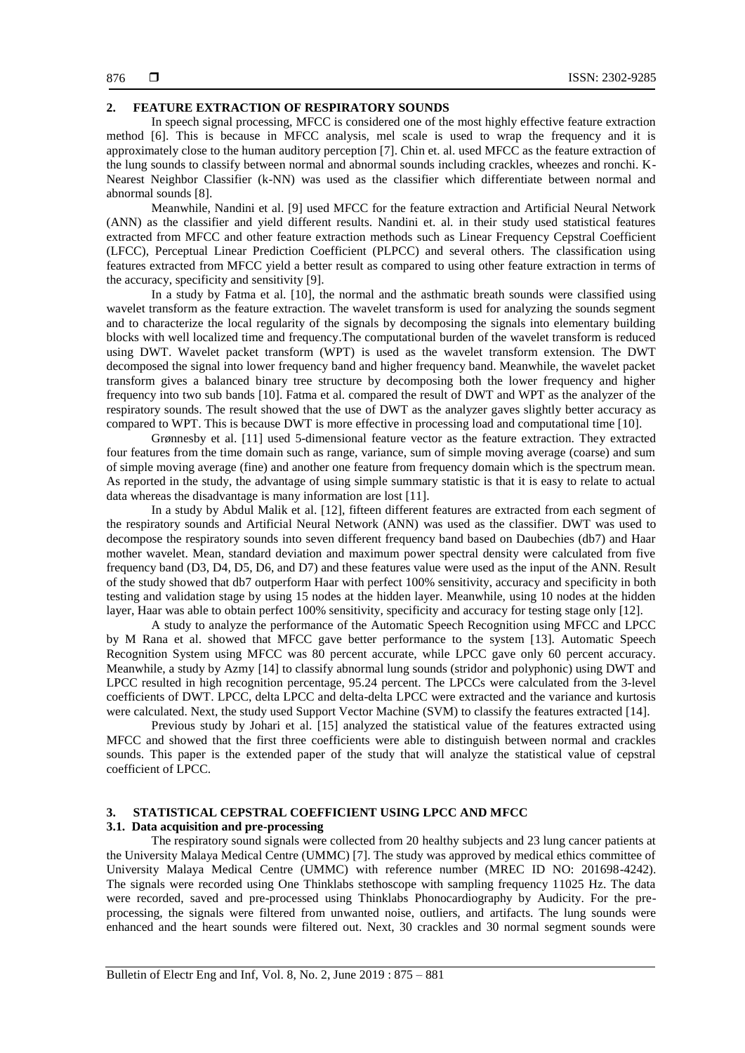## 2. FEATURE EXTRACTION OF RESPIRATORY SOUNDS

In speech signal processing, MFCC is considered one of the most highly effective feature extraction method [6]. This is because in MFCC analysis, mel scale is used to wrap the frequency and it is approximately close to the human auditory perception [7]. Chin et. al. used MFCC as the feature extraction of the lung sounds to classify between normal and abnormal sounds including crackles, wheezes and ronchi. K-Nearest Neighbor Classifier (k-NN) was used as the classifier which differentiate between normal and abnormal sounds [8].

Meanwhile, Nandini et al. [9] used MFCC for the feature extraction and Artificial Neural Network (ANN) as the classifier and yield different results. Nandini et. al. in their study used statistical features extracted from MFCC and other feature extraction methods such as Linear Frequency Cepstral Coefficient (LFCC), Perceptual Linear Prediction Coefficient (PLPCC) and several others. The classification using features extracted from MFCC yield a better result as compared to using other feature extraction in terms of the accuracy, specificity and sensitivity [9].

In a study by Fatma et al. [10], the normal and the asthmatic breath sounds were classified using wavelet transform as the feature extraction. The wavelet transform is used for analyzing the sounds segment and to characterize the local regularity of the signals by decomposing the signals into elementary building blocks with well localized time and frequency.The computational burden of the wavelet transform is reduced using DWT. Wavelet packet transform (WPT) is used as the wavelet transform extension. The DWT decomposed the signal into lower frequency band and higher frequency band. Meanwhile, the wavelet packet transform gives a balanced binary tree structure by decomposing both the lower frequency and higher frequency into two sub bands [10]. Fatma et al. compared the result of DWT and WPT as the analyzer of the respiratory sounds. The result showed that the use of DWT as the analyzer gaves slightly better accuracy as compared to WPT. This is because DWT is more effective in processing load and computational time [10].

Grønnesby et al. [11] used 5-dimensional feature vector as the feature extraction. They extracted four features from the time domain such as range, variance, sum of simple moving average (coarse) and sum of simple moving average (fine) and another one feature from frequency domain which is the spectrum mean. As reported in the study, the advantage of using simple summary statistic is that it is easy to relate to actual data whereas the disadvantage is many information are lost [11].

In a study by Abdul Malik et al. [12], fifteen different features are extracted from each segment of the respiratory sounds and Artificial Neural Network (ANN) was used as the classifier. DWT was used to decompose the respiratory sounds into seven different frequency band based on Daubechies (db7) and Haar mother wavelet. Mean, standard deviation and maximum power spectral density were calculated from five frequency band (D3, D4, D5, D6, and D7) and these features value were used as the input of the ANN. Result of the study showed that db7 outperform Haar with perfect 100% sensitivity, accuracy and specificity in both testing and validation stage by using 15 nodes at the hidden layer. Meanwhile, using 10 nodes at the hidden layer, Haar was able to obtain perfect 100% sensitivity, specificity and accuracy for testing stage only [12].

A study to analyze the performance of the Automatic Speech Recognition using MFCC and LPCC by M Rana et al. showed that MFCC gave better performance to the system [13]. Automatic Speech Recognition System using MFCC was 80 percent accurate, while LPCC gave only 60 percent accuracy. Meanwhile, a study by Azmy [14] to classify abnormal lung sounds (stridor and polyphonic) using DWT and LPCC resulted in high recognition percentage, 95.24 percent. The LPCCs were calculated from the 3-level coefficients of DWT. LPCC, delta LPCC and delta-delta LPCC were extracted and the variance and kurtosis were calculated. Next, the study used Support Vector Machine (SVM) to classify the features extracted [14].

Previous study by Johari et al. [15] analyzed the statistical value of the features extracted using MFCC and showed that the first three coefficients were able to distinguish between normal and crackles sounds. This paper is the extended paper of the study that will analyze the statistical value of cepstral coefficient of LPCC.

## 3. STATISTICAL CEPSTRAL COEFFICIENT USING LPCC AND MFCC

### 3.1. Data acquisition and pre-processing

The respiratory sound signals were collected from 20 healthy subjects and 23 lung cancer patients at the University Malaya Medical Centre (UMMC) [7]. The study was approved by medical ethics committee of University Malaya Medical Centre (UMMC) with reference number (MREC ID NO: 201698-4242). The signals were recorded using One Thinklabs stethoscope with sampling frequency 11025 Hz. The data were recorded, saved and pre-processed using Thinklabs Phonocardiography by Audicity. For the pre-processing, the signals were filtered from unwanted noise, outliers, and artifacts. The lung sounds were enhanced and the heart sounds were filtered out. Next, 30 crackles and 30 normal segment sounds were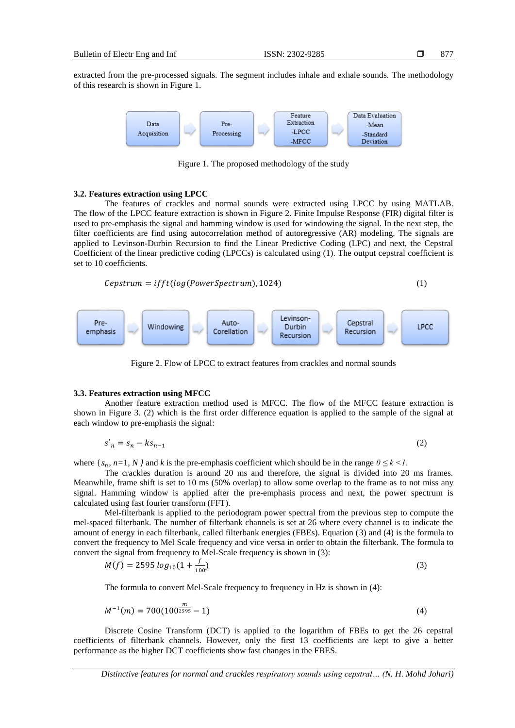extracted from the pre-processed signals. The segment includes inhale and exhale sounds. The methodology of this research is shown in Figure 1.

Data Acquisition → Pre-Processing → Feature Extraction -LPCC -MFCC → Data Evaluation -Mean -Standard Deviation

Figure 1. The proposed methodology of the study

### 3.2. Features extraction using LPCC

The features of crackles and normal sounds were extracted using LPCC by using MATLAB. The flow of the LPCC feature extraction is shown in Figure 2. Finite Impulse Response (FIR) digital filter is used to pre-emphasis the signal and hamming window is used for windowing the signal. In the next step, the filter coefficients are find using autocorrelation method of autoregressive (AR) modeling. The signals are applied to Levinson-Durbin Recursion to find the Linear Predictive Coding (LPC) and next, the Cepstral Coefficient of the linear predictive coding (LPCCs) is calculated using (1). The output cepstral coefficient is set to 10 coefficients.

$$Cepstrum = ifft(log(PowerSpectrum), 1024) \quad (1)$$

Pre-emphasis → Windowing → Auto-Corellation → Levinson-Durbin Recursion → Cepstral Recursion → LPCC

Figure 2. Flow of LPCC to extract features from crackles and normal sounds

### 3.3. Features extraction using MFCC

Another feature extraction method used is MFCC. The flow of the MFCC feature extraction is shown in Figure 3. (2) which is the first order difference equation is applied to the sample of the signal at each window to pre-emphasis the signal:

$$s'_n = s_n - ks_{n-1} \quad (2)$$

where $\{s_n, n=1, N\}$ and $k$ is the pre-emphasis coefficient which should be in the range $0 \leq k < 1$.

The crackles duration is around 20 ms and therefore, the signal is divided into 20 ms frames. Meanwhile, frame shift is set to 10 ms (50% overlap) to allow some overlap to the frame as to not miss any signal. Hamming window is applied after the pre-emphasis process and next, the power spectrum is calculated using fast fourier transform (FFT).

Mel-filterbank is applied to the periodogram power spectral from the previous step to compute the mel-spaced filterbank. The number of filterbank channels is set at 26 where every channel is to indicate the amount of energy in each filterbank, called filterbank energies (FBEs). Equation (3) and (4) is the formula to convert the frequency to Mel Scale frequency and vice versa in order to obtain the filterbank. The formula to convert the signal from frequency to Mel-Scale frequency is shown in (3):

$$M(f) = 2595\, log_{10}(1 + \frac{f}{100}) \quad (3)$$

The formula to convert Mel-Scale frequency to frequency in Hz is shown in (4):

$$M^{-1}(m) = 700(100^{\frac{m}{2595}} - 1) \quad (4)$$

Discrete Cosine Transform (DCT) is applied to the logarithm of FBEs to get the 26 cepstral coefficients of filterbank channels. However, only the first 13 coefficients are kept to give a better performance as the higher DCT coefficients show fast changes in the FBES.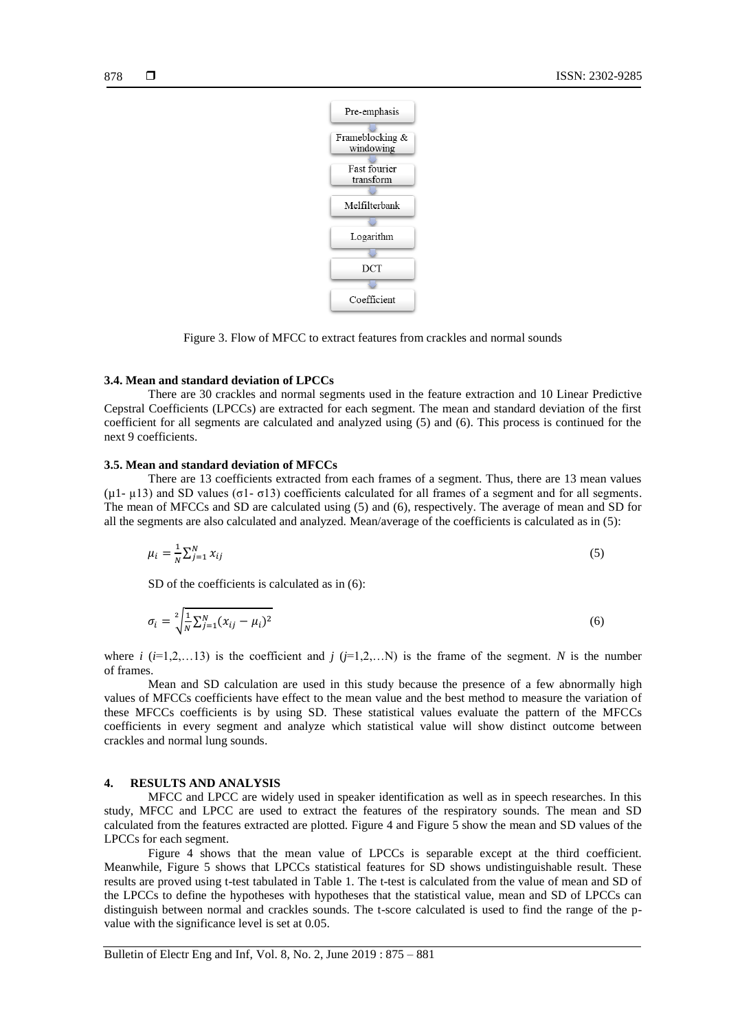Pre-emphasis

Frameblocking & windowing

Fast fourier transform

Melfilterbank

Logarithm

DCT

Coefficient

Figure 3. Flow of MFCC to extract features from crackles and normal sounds

### 3.4. Mean and standard deviation of LPCCs

There are 30 crackles and normal segments used in the feature extraction and 10 Linear Predictive Cepstral Coefficients (LPCCs) are extracted for each segment. The mean and standard deviation of the first coefficient for all segments are calculated and analyzed using (5) and (6). This process is continued for the next 9 coefficients.

### 3.5. Mean and standard deviation of MFCCs

There are 13 coefficients extracted from each frames of a segment. Thus, there are 13 mean values ($\mu1$- $\mu13$) and SD values ($\sigma1$- $\sigma13$) coefficients calculated for all frames of a segment and for all segments. The mean of MFCCs and SD are calculated using (5) and (6), respectively. The average of mean and SD for all the segments are also calculated and analyzed. Mean/average of the coefficients is calculated as in (5):

$$\mu_i = \frac{1}{N}\sum_{j=1}^{N} x_{ij} \tag{5}$$

SD of the coefficients is calculated as in (6):

$$\sigma_i = \sqrt[2]{\frac{1}{N}\sum_{j=1}^{N}(x_{ij} - \mu_i)^2} \tag{6}$$

where $i$ ($i$=1,2,…13) is the coefficient and $j$ ($j$=1,2,…N) is the frame of the segment. $N$ is the number of frames.

Mean and SD calculation are used in this study because the presence of a few abnormally high values of MFCCs coefficients have effect to the mean value and the best method to measure the variation of these MFCCs coefficients is by using SD. These statistical values evaluate the pattern of the MFCCs coefficients in every segment and analyze which statistical value will show distinct outcome between crackles and normal lung sounds.

## 4. RESULTS AND ANALYSIS

MFCC and LPCC are widely used in speaker identification as well as in speech researches. In this study, MFCC and LPCC are used to extract the features of the respiratory sounds. The mean and SD calculated from the features extracted are plotted. Figure 4 and Figure 5 show the mean and SD values of the LPCCs for each segment.

Figure 4 shows that the mean value of LPCCs is separable except at the third coefficient. Meanwhile, Figure 5 shows that LPCCs statistical features for SD shows undistinguishable result. These results are proved using t-test tabulated in Table 1. The t-test is calculated from the value of mean and SD of the LPCCs to define the hypotheses with hypotheses that the statistical value, mean and SD of LPCCs can distinguish between normal and crackles sounds. The t-score calculated is used to find the range of the p-value with the significance level is set at 0.05.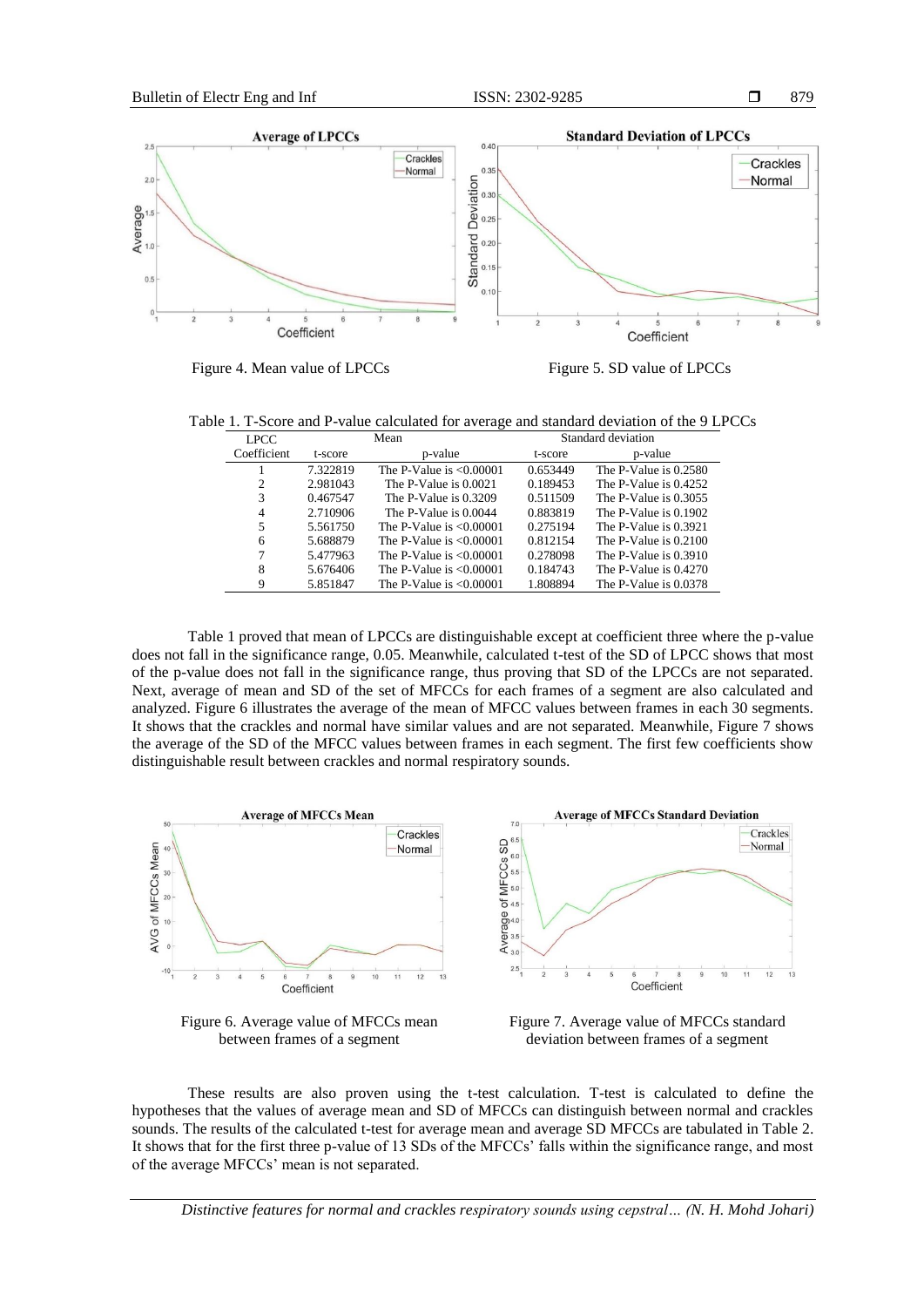Figure 4. Mean value of LPCCs

Figure 5. SD value of LPCCs

Table 1. T-Score and P-value calculated for average and standard deviation of the 9 LPCCs

| LPCC Coefficient | Mean | | Standard deviation | |
|---|---|---|---|---|
| | t-score | p-value | t-score | p-value |
| 1 | 7.322819 | The P-Value is <0.00001 | 0.653449 | The P-Value is 0.2580 |
| 2 | 2.981043 | The P-Value is 0.0021 | 0.189453 | The P-Value is 0.4252 |
| 3 | 0.467547 | The P-Value is 0.3209 | 0.511509 | The P-Value is 0.3055 |
| 4 | 2.710906 | The P-Value is 0.0044 | 0.883819 | The P-Value is 0.1902 |
| 5 | 5.561750 | The P-Value is <0.00001 | 0.275194 | The P-Value is 0.3921 |
| 6 | 5.688879 | The P-Value is <0.00001 | 0.812154 | The P-Value is 0.2100 |
| 7 | 5.477963 | The P-Value is <0.00001 | 0.278098 | The P-Value is 0.3910 |
| 8 | 5.676406 | The P-Value is <0.00001 | 0.184743 | The P-Value is 0.4270 |
| 9 | 5.851847 | The P-Value is <0.00001 | 1.808894 | The P-Value is 0.0378 |

Table 1 proved that mean of LPCCs are distinguishable except at coefficient three where the p-value does not fall in the significance range, 0.05. Meanwhile, calculated t-test of the SD of LPCC shows that most of the p-value does not fall in the significance range, thus proving that SD of the LPCCs are not separated. Next, average of mean and SD of the set of MFCCs for each frames of a segment are also calculated and analyzed. Figure 6 illustrates the average of the mean of MFCC values between frames in each 30 segments. It shows that the crackles and normal have similar values and are not separated. Meanwhile, Figure 7 shows the average of the SD of the MFCC values between frames in each segment. The first few coefficients show distinguishable result between crackles and normal respiratory sounds.

Figure 6. Average value of MFCCs mean between frames of a segment

Figure 7. Average value of MFCCs standard deviation between frames of a segment

These results are also proven using the t-test calculation. T-test is calculated to define the hypotheses that the values of average mean and SD of MFCCs can distinguish between normal and crackles sounds. The results of the calculated t-test for average mean and average SD MFCCs are tabulated in Table 2. It shows that for the first three p-value of 13 SDs of the MFCCs' falls within the significance range, and most of the average MFCCs' mean is not separated.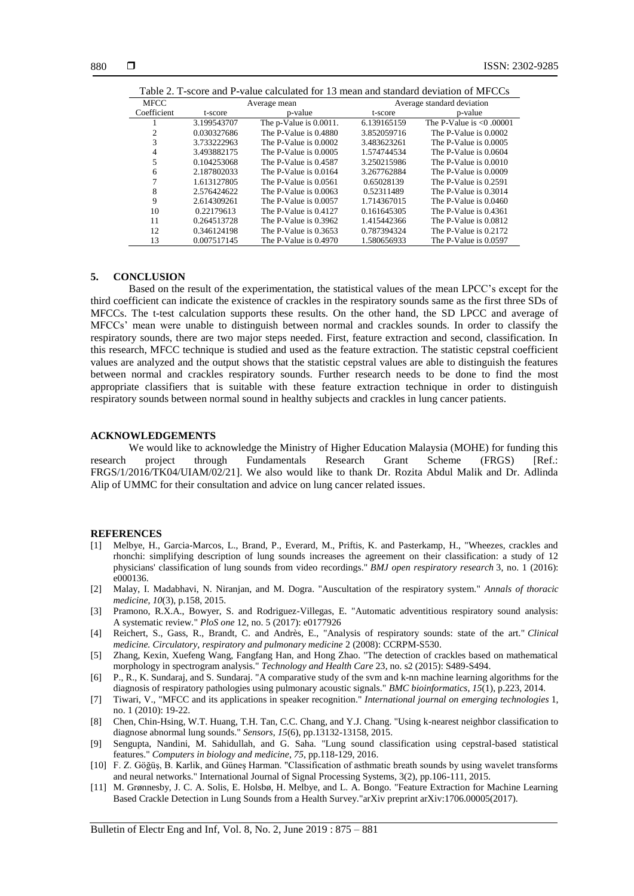Table 2. T-score and P-value calculated for 13 mean and standard deviation of MFCCs

| MFCC Coefficient | Average mean | | Average standard deviation | |
|---|---|---|---|---|
| | t-score | p-value | t-score | p-value |
| 1 | 3.199543707 | The p-Value is 0.0011. | 6.139165159 | The P-Value is <0 .00001 |
| 2 | 0.030327686 | The P-Value is 0.4880 | 3.852059716 | The P-Value is 0.0002 |
| 3 | 3.733222963 | The P-Value is 0.0002 | 3.483623261 | The P-Value is 0.0005 |
| 4 | 3.493882175 | The P-Value is 0.0005 | 1.574744534 | The P-Value is 0.0604 |
| 5 | 0.104253068 | The P-Value is 0.4587 | 3.250215986 | The P-Value is 0.0010 |
| 6 | 2.187802033 | The P-Value is 0.0164 | 3.267762884 | The P-Value is 0.0009 |
| 7 | 1.613127805 | The P-Value is 0.0561 | 0.65028139 | The P-Value is 0.2591 |
| 8 | 2.576424622 | The P-Value is 0.0063 | 0.52311489 | The P-Value is 0.3014 |
| 9 | 2.614309261 | The P-Value is 0.0057 | 1.714367015 | The P-Value is 0.0460 |
| 10 | 0.22179613 | The P-Value is 0.4127 | 0.161645305 | The P-Value is 0.4361 |
| 11 | 0.264513728 | The P-Value is 0.3962 | 1.415442366 | The P-Value is 0.0812 |
| 12 | 0.346124198 | The P-Value is 0.3653 | 0.787394324 | The P-Value is 0.2172 |
| 13 | 0.007517145 | The P-Value is 0.4970 | 1.580656933 | The P-Value is 0.0597 |

## 5. CONCLUSION

Based on the result of the experimentation, the statistical values of the mean LPCC's except for the third coefficient can indicate the existence of crackles in the respiratory sounds same as the first three SDs of MFCCs. The t-test calculation supports these results. On the other hand, the SD LPCC and average of MFCCs' mean were unable to distinguish between normal and crackles sounds. In order to classify the respiratory sounds, there are two major steps needed. First, feature extraction and second, classification. In this research, MFCC technique is studied and used as the feature extraction. The statistic cepstral coefficient values are analyzed and the output shows that the statistic cepstral values are able to distinguish the features between normal and crackles respiratory sounds. Further research needs to be done to find the most appropriate classifiers that is suitable with these feature extraction technique in order to distinguish respiratory sounds between normal sound in healthy subjects and crackles in lung cancer patients.

## ACKNOWLEDGEMENTS

We would like to acknowledge the Ministry of Higher Education Malaysia (MOHE) for funding this research project through Fundamentals Research Grant Scheme (FRGS) [Ref.: FRGS/1/2016/TK04/UIAM/02/21]. We also would like to thank Dr. Rozita Abdul Malik and Dr. Adlinda Alip of UMMC for their consultation and advice on lung cancer related issues.

## REFERENCES

[1] Melbye, H., Garcia-Marcos, L., Brand, P., Everard, M., Priftis, K. and Pasterkamp, H., "Wheezes, crackles and rhonchi: simplifying description of lung sounds increases the agreement on their classification: a study of 12 physicians' classification of lung sounds from video recordings." *BMJ open respiratory research* 3, no. 1 (2016): e000136.

[2] Malay, I. Madabhavi, N. Niranjan, and M. Dogra. "Auscultation of the respiratory system." *Annals of thoracic medicine*, *10*(3), p.158, 2015.

[3] Pramono, R.X.A., Bowyer, S. and Rodriguez-Villegas, E. "Automatic adventitious respiratory sound analysis: A systematic review." *PloS one* 12, no. 5 (2017): e0177926

[4] Reichert, S., Gass, R., Brandt, C. and Andrès, E., "Analysis of respiratory sounds: state of the art." *Clinical medicine. Circulatory, respiratory and pulmonary medicine* 2 (2008): CCRPM-S530.

[5] Zhang, Kexin, Xuefeng Wang, Fangfang Han, and Hong Zhao. "The detection of crackles based on mathematical morphology in spectrogram analysis." *Technology and Health Care* 23, no. s2 (2015): S489-S494.

[6] P., R., K. Sundaraj, and S. Sundaraj. "A comparative study of the svm and k-nn machine learning algorithms for the diagnosis of respiratory pathologies using pulmonary acoustic signals." *BMC bioinformatics*, *15*(1), p.223, 2014.

[7] Tiwari, V., "MFCC and its applications in speaker recognition." *International journal on emerging technologies* 1, no. 1 (2010): 19-22.

[8] Chen, Chin-Hsing, W.T. Huang, T.H. Tan, C.C. Chang, and Y.J. Chang. "Using k-nearest neighbor classification to diagnose abnormal lung sounds." *Sensors*, *15*(6), pp.13132-13158, 2015.

[9] Sengupta, Nandini, M. Sahidullah, and G. Saha. "Lung sound classification using cepstral-based statistical features." *Computers in biology and medicine*, *75*, pp.118-129, 2016.

[10] F. Z. Göğüş, B. Karlik, and Güneş Harman. "Classification of asthmatic breath sounds by using wavelet transforms and neural networks." International Journal of Signal Processing Systems, 3(2), pp.106-111, 2015.

[11] M. Grønnesby, J. C. A. Solis, E. Holsbø, H. Melbye, and L. A. Bongo. "Feature Extraction for Machine Learning Based Crackle Detection in Lung Sounds from a Health Survey."arXiv preprint arXiv:1706.00005(2017).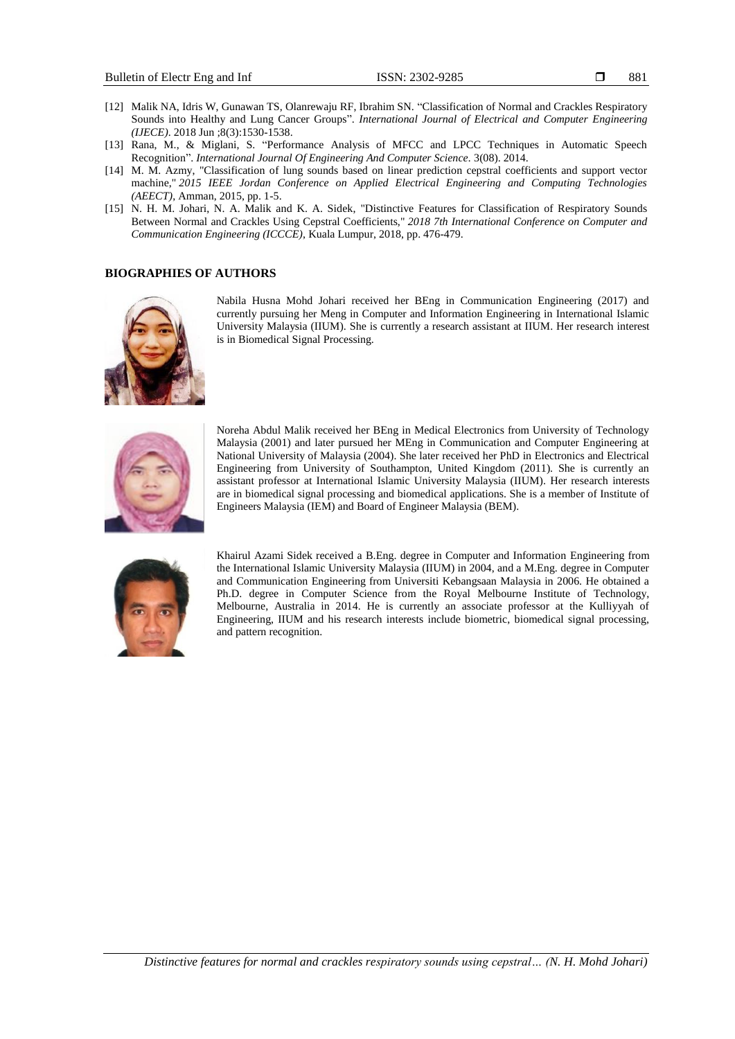[12] Malik NA, Idris W, Gunawan TS, Olanrewaju RF, Ibrahim SN. "Classification of Normal and Crackles Respiratory Sounds into Healthy and Lung Cancer Groups". *International Journal of Electrical and Computer Engineering (IJECE)*. 2018 Jun ;8(3):1530-1538.

[13] Rana, M., & Miglani, S. "Performance Analysis of MFCC and LPCC Techniques in Automatic Speech Recognition". *International Journal Of Engineering And Computer Science*. 3(08). 2014.

[14] M. M. Azmy, "Classification of lung sounds based on linear prediction cepstral coefficients and support vector machine," *2015 IEEE Jordan Conference on Applied Electrical Engineering and Computing Technologies (AEECT)*, Amman, 2015, pp. 1-5.

[15] N. H. M. Johari, N. A. Malik and K. A. Sidek, "Distinctive Features for Classification of Respiratory Sounds Between Normal and Crackles Using Cepstral Coefficients," *2018 7th International Conference on Computer and Communication Engineering (ICCCE)*, Kuala Lumpur, 2018, pp. 476-479.

## BIOGRAPHIES OF AUTHORS

Nabila Husna Mohd Johari received her BEng in Communication Engineering (2017) and currently pursuing her Meng in Computer and Information Engineering in International Islamic University Malaysia (IIUM). She is currently a research assistant at IIUM. Her research interest is in Biomedical Signal Processing.

Noreha Abdul Malik received her BEng in Medical Electronics from University of Technology Malaysia (2001) and later pursued her MEng in Communication and Computer Engineering at National University of Malaysia (2004). She later received her PhD in Electronics and Electrical Engineering from University of Southampton, United Kingdom (2011). She is currently an assistant professor at International Islamic University Malaysia (IIUM). Her research interests are in biomedical signal processing and biomedical applications. She is a member of Institute of Engineers Malaysia (IEM) and Board of Engineer Malaysia (BEM).

Khairul Azami Sidek received a B.Eng. degree in Computer and Information Engineering from the International Islamic University Malaysia (IIUM) in 2004, and a M.Eng. degree in Computer and Communication Engineering from Universiti Kebangsaan Malaysia in 2006. He obtained a Ph.D. degree in Computer Science from the Royal Melbourne Institute of Technology, Melbourne, Australia in 2014. He is currently an associate professor at the Kulliyyah of Engineering, IIUM and his research interests include biometric, biomedical signal processing, and pattern recognition.